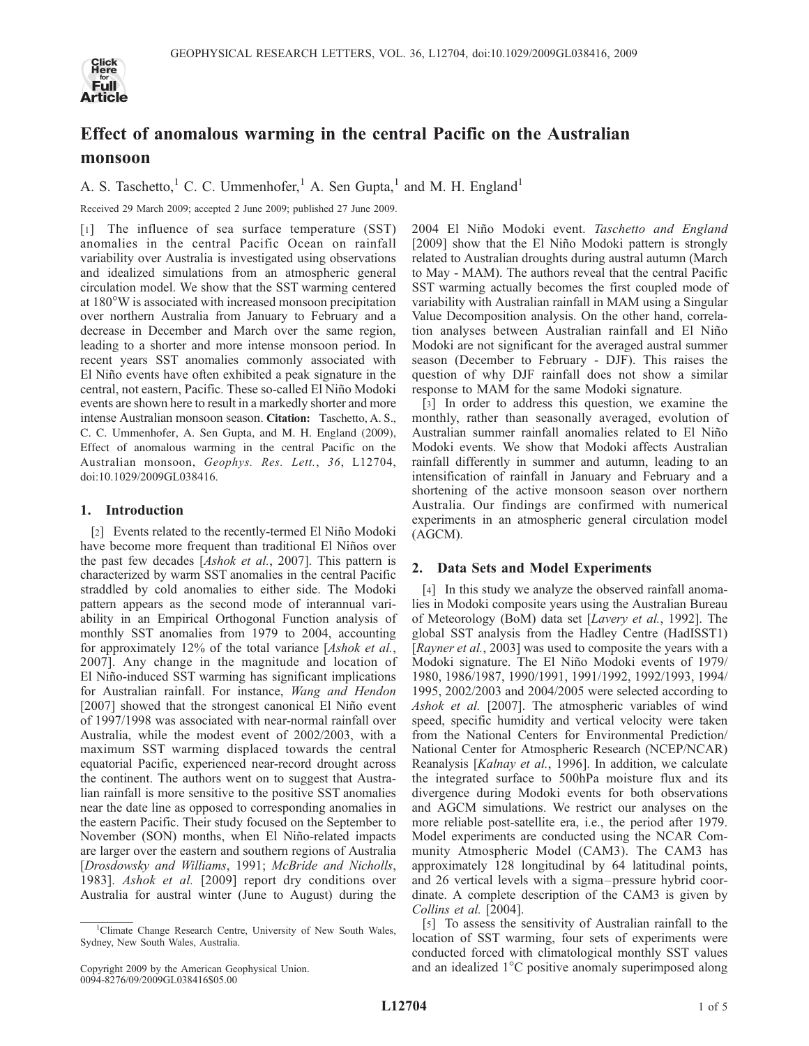# Effect of anomalous warming in the central Pacific on the Australian monsoon

A. S. Taschetto,[1] C. C. Ummenhofer,[1] A. Sen Gupta,[1] and M. H. England[1]

Received 29 March 2009; accepted 2 June 2009; published 27 June 2009.

[1] The influence of sea surface temperature (SST) anomalies in the central Pacific Ocean on rainfall variability over Australia is investigated using observations and idealized simulations from an atmospheric general circulation model. We show that the SST warming centered at 180°W is associated with increased monsoon precipitation over northern Australia from January to February and a decrease in December and March over the same region, leading to a shorter and more intense monsoon period. In recent years SST anomalies commonly associated with El Niño events have often exhibited a peak signature in the central, not eastern, Pacific. These so-called El Niño Modoki events are shown here to result in a markedly shorter and more intense Australian monsoon season. **Citation:** Taschetto, A. S., C. C. Ummenhofer, A. Sen Gupta, and M. H. England (2009), Effect of anomalous warming in the central Pacific on the Australian monsoon, *Geophys. Res. Lett.*, *36*, L12704, doi:10.1029/2009GL038416.

## 1. Introduction

[2] Events related to the recently-termed El Niño Modoki have become more frequent than traditional El Niños over the past few decades [*Ashok et al.*, 2007]. This pattern is characterized by warm SST anomalies in the central Pacific straddled by cold anomalies to either side. The Modoki pattern appears as the second mode of interannual variability in an Empirical Orthogonal Function analysis of monthly SST anomalies from 1979 to 2004, accounting for approximately 12% of the total variance [*Ashok et al.*, 2007]. Any change in the magnitude and location of El Niño-induced SST warming has significant implications for Australian rainfall. For instance, *Wang and Hendon* [2007] showed that the strongest canonical El Niño event of 1997/1998 was associated with near-normal rainfall over Australia, while the modest event of 2002/2003, with a maximum SST warming displaced towards the central equatorial Pacific, experienced near-record drought across the continent. The authors went on to suggest that Australian rainfall is more sensitive to the positive SST anomalies near the date line as opposed to corresponding anomalies in the eastern Pacific. Their study focused on the September to November (SON) months, when El Niño-related impacts are larger over the eastern and southern regions of Australia [*Drosdowsky and Williams*, 1991; *McBride and Nicholls*, 1983]. *Ashok et al.* [2009] report dry conditions over Australia for austral winter (June to August) during the 2004 El Niño Modoki event. *Taschetto and England* [2009] show that the El Niño Modoki pattern is strongly related to Australian droughts during austral autumn (March to May - MAM). The authors reveal that the central Pacific SST warming actually becomes the first coupled mode of variability with Australian rainfall in MAM using a Singular Value Decomposition analysis. On the other hand, correlation analyses between Australian rainfall and El Niño Modoki are not significant for the averaged austral summer season (December to February - DJF). This raises the question of why DJF rainfall does not show a similar response to MAM for the same Modoki signature.

[3] In order to address this question, we examine the monthly, rather than seasonally averaged, evolution of Australian summer rainfall anomalies related to El Niño Modoki events. We show that Modoki affects Australian rainfall differently in summer and autumn, leading to an intensification of rainfall in January and February and a shortening of the active monsoon season over northern Australia. Our findings are confirmed with numerical experiments in an atmospheric general circulation model (AGCM).

## 2. Data Sets and Model Experiments

[4] In this study we analyze the observed rainfall anomalies in Modoki composite years using the Australian Bureau of Meteorology (BoM) data set [*Lavery et al.*, 1992]. The global SST analysis from the Hadley Centre (HadISST1) [*Rayner et al.*, 2003] was used to composite the years with a Modoki signature. The El Niño Modoki events of 1979/1980, 1986/1987, 1990/1991, 1991/1992, 1992/1993, 1994/1995, 2002/2003 and 2004/2005 were selected according to *Ashok et al.* [2007]. The atmospheric variables of wind speed, specific humidity and vertical velocity were taken from the National Centers for Environmental Prediction/National Center for Atmospheric Research (NCEP/NCAR) Reanalysis [*Kalnay et al.*, 1996]. In addition, we calculate the integrated surface to 500hPa moisture flux and its divergence during Modoki events for both observations and AGCM simulations. We restrict our analyses on the more reliable post-satellite era, i.e., the period after 1979. Model experiments are conducted using the NCAR Community Atmospheric Model (CAM3). The CAM3 has approximately 128 longitudinal by 64 latitudinal points, and 26 vertical levels with a sigma–pressure hybrid coordinate. A complete description of the CAM3 is given by *Collins et al.* [2004].

[5] To assess the sensitivity of Australian rainfall to the location of SST warming, four sets of experiments were conducted forced with climatological monthly SST values and an idealized 1°C positive anomaly superimposed along

---

[1]Climate Change Research Centre, University of New South Wales, Sydney, New South Wales, Australia.

Copyright 2009 by the American Geophysical Union.
0094-8276/09/2009GL038416$05.00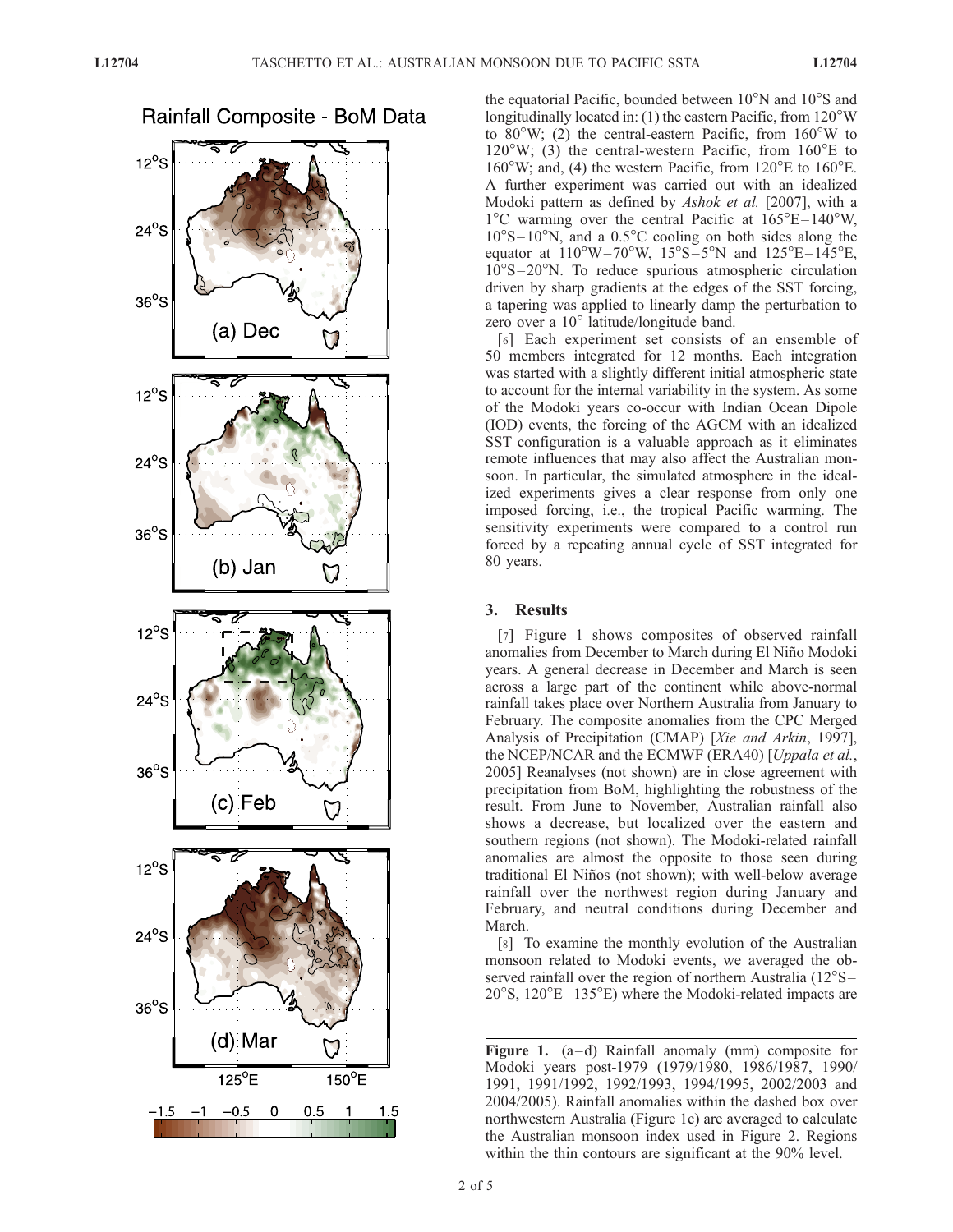the equatorial Pacific, bounded between 10°N and 10°S and longitudinally located in: (1) the eastern Pacific, from 120°W to 80°W; (2) the central-eastern Pacific, from 160°W to 120°W; (3) the central-western Pacific, from 160°E to 160°W; and, (4) the western Pacific, from 120°E to 160°E. A further experiment was carried out with an idealized Modoki pattern as defined by *Ashok et al.* [2007], with a 1°C warming over the central Pacific at 165°E–140°W, 10°S–10°N, and a 0.5°C cooling on both sides along the equator at 110°W–70°W, 15°S–5°N and 125°E–145°E, 10°S–20°N. To reduce spurious atmospheric circulation driven by sharp gradients at the edges of the SST forcing, a tapering was applied to linearly damp the perturbation to zero over a 10° latitude/longitude band.

[6] Each experiment set consists of an ensemble of 50 members integrated for 12 months. Each integration was started with a slightly different initial atmospheric state to account for the internal variability in the system. As some of the Modoki years co-occur with Indian Ocean Dipole (IOD) events, the forcing of the AGCM with an idealized SST configuration is a valuable approach as it eliminates remote influences that may also affect the Australian monsoon. In particular, the simulated atmosphere in the idealized experiments gives a clear response from only one imposed forcing, i.e., the tropical Pacific warming. The sensitivity experiments were compared to a control run forced by a repeating annual cycle of SST integrated for 80 years.

## 3. Results

[7] Figure 1 shows composites of observed rainfall anomalies from December to March during El Niño Modoki years. A general decrease in December and March is seen across a large part of the continent while above-normal rainfall takes place over Northern Australia from January to February. The composite anomalies from the CPC Merged Analysis of Precipitation (CMAP) [*Xie and Arkin*, 1997], the NCEP/NCAR and the ECMWF (ERA40) [*Uppala et al.*, 2005] Reanalyses (not shown) are in close agreement with precipitation from BoM, highlighting the robustness of the result. From June to November, Australian rainfall also shows a decrease, but localized over the eastern and southern regions (not shown). The Modoki-related rainfall anomalies are almost the opposite to those seen during traditional El Niños (not shown); with well-below average rainfall over the northwest region during January and February, and neutral conditions during December and March.

[8] To examine the monthly evolution of the Australian monsoon related to Modoki events, we averaged the observed rainfall over the region of northern Australia (12°S–20°S, 120°E–135°E) where the Modoki-related impacts are

**Figure 1.** (a–d) Rainfall anomaly (mm) composite for Modoki years post-1979 (1979/1980, 1986/1987, 1990/1991, 1991/1992, 1992/1993, 1994/1995, 2002/2003 and 2004/2005). Rainfall anomalies within the dashed box over northwestern Australia (Figure 1c) are averaged to calculate the Australian monsoon index used in Figure 2. Regions within the thin contours are significant at the 90% level.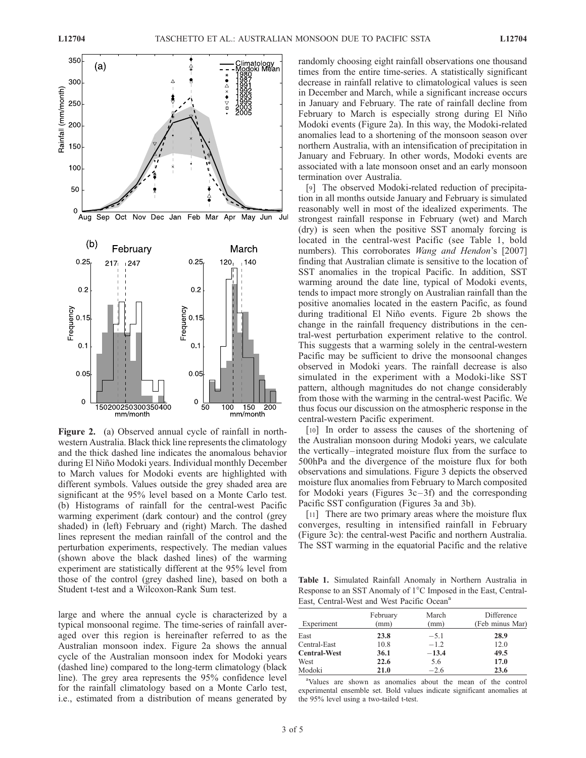**Figure 2.** (a) Observed annual cycle of rainfall in northwestern Australia. Black thick line represents the climatology and the thick dashed line indicates the anomalous behavior during El Niño Modoki years. Individual monthly December to March values for Modoki events are highlighted with different symbols. Values outside the grey shaded area are significant at the 95% level based on a Monte Carlo test. (b) Histograms of rainfall for the central-west Pacific warming experiment (dark contour) and the control (grey shaded) in (left) February and (right) March. The dashed lines represent the median rainfall of the control and the perturbation experiments, respectively. The median values (shown above the black dashed lines) of the warming experiment are statistically different at the 95% level from those of the control (grey dashed line), based on both a Student t-test and a Wilcoxon-Rank Sum test.

large and where the annual cycle is characterized by a typical monsoonal regime. The time-series of rainfall averaged over this region is hereinafter referred to as the Australian monsoon index. Figure 2a shows the annual cycle of the Australian monsoon index for Modoki years (dashed line) compared to the long-term climatology (black line). The grey area represents the 95% confidence level for the rainfall climatology based on a Monte Carlo test, i.e., estimated from a distribution of means generated by randomly choosing eight rainfall observations one thousand times from the entire time-series. A statistically significant decrease in rainfall relative to climatological values is seen in December and March, while a significant increase occurs in January and February. The rate of rainfall decline from February to March is especially strong during El Niño Modoki events (Figure 2a). In this way, the Modoki-related anomalies lead to a shortening of the monsoon season over northern Australia, with an intensification of precipitation in January and February. In other words, Modoki events are associated with a late monsoon onset and an early monsoon termination over Australia.

[9] The observed Modoki-related reduction of precipitation in all months outside January and February is simulated reasonably well in most of the idealized experiments. The strongest rainfall response in February (wet) and March (dry) is seen when the positive SST anomaly forcing is located in the central-west Pacific (see Table 1, bold numbers). This corroborates *Wang and Hendon*'s [2007] finding that Australian climate is sensitive to the location of SST anomalies in the tropical Pacific. In addition, SST warming around the date line, typical of Modoki events, tends to impact more strongly on Australian rainfall than the positive anomalies located in the eastern Pacific, as found during traditional El Niño events. Figure 2b shows the change in the rainfall frequency distributions in the central-west perturbation experiment relative to the control. This suggests that a warming solely in the central-western Pacific may be sufficient to drive the monsoonal changes observed in Modoki years. The rainfall decrease is also simulated in the experiment with a Modoki-like SST pattern, although magnitudes do not change considerably from those with the warming in the central-west Pacific. We thus focus our discussion on the atmospheric response in the central-western Pacific experiment.

[10] In order to assess the causes of the shortening of the Australian monsoon during Modoki years, we calculate the vertically–integrated moisture flux from the surface to 500hPa and the divergence of the moisture flux for both observations and simulations. Figure 3 depicts the observed moisture flux anomalies from February to March composited for Modoki years (Figures 3c–3f) and the corresponding Pacific SST configuration (Figures 3a and 3b).

[11] There are two primary areas where the moisture flux converges, resulting in intensified rainfall in February (Figure 3c): the central-west Pacific and northern Australia. The SST warming in the equatorial Pacific and the relative

**Table 1.** Simulated Rainfall Anomaly in Northern Australia in Response to an SST Anomaly of 1°C Imposed in the East, Central-East, Central-West and West Pacific Ocean[a]

| Experiment | February (mm) | March (mm) | Difference (Feb minus Mar) |
|---|---|---|---|
| East | **23.8** | −5.1 | **28.9** |
| Central-East | 10.8 | −1.2 | 12.0 |
| **Central-West** | **36.1** | **−13.4** | **49.5** |
| West | **22.6** | 5.6 | **17.0** |
| Modoki | **21.0** | −2.6 | **23.6** |

[a]Values are shown as anomalies about the mean of the control experimental ensemble set. Bold values indicate significant anomalies at the 95% level using a two-tailed t-test.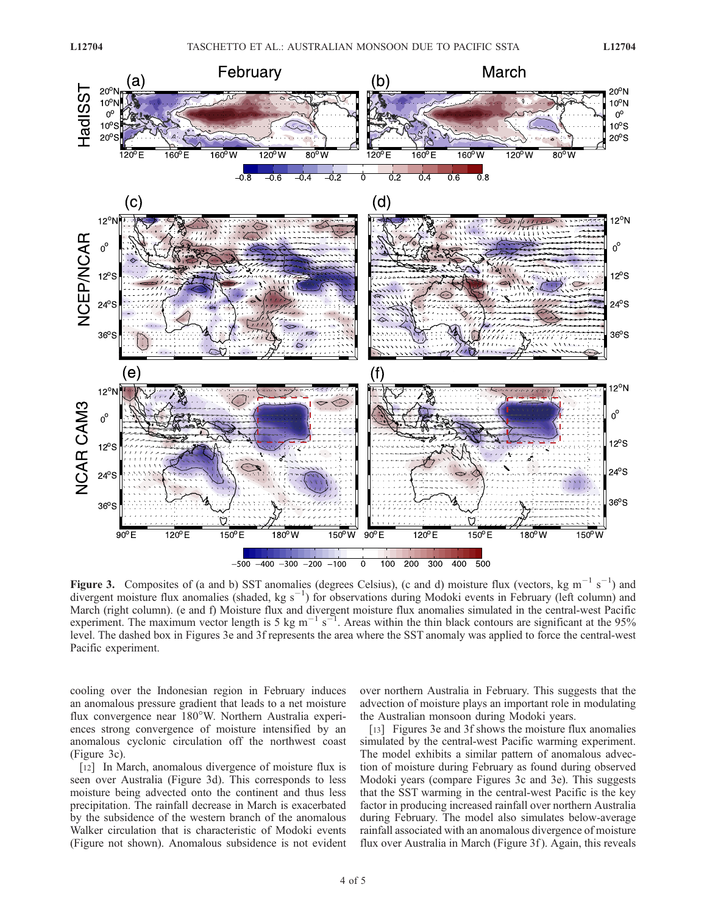**Figure 3.** Composites of (a and b) SST anomalies (degrees Celsius), (c and d) moisture flux (vectors, kg m$^{-1}$ s$^{-1}$) and divergent moisture flux anomalies (shaded, kg s$^{-1}$) for observations during Modoki events in February (left column) and March (right column). (e and f) Moisture flux and divergent moisture flux anomalies simulated in the central-west Pacific experiment. The maximum vector length is 5 kg m$^{-1}$ s$^{-1}$. Areas within the thin black contours are significant at the 95% level. The dashed box in Figures 3e and 3f represents the area where the SST anomaly was applied to force the central-west Pacific experiment.

cooling over the Indonesian region in February induces an anomalous pressure gradient that leads to a net moisture flux convergence near 180°W. Northern Australia experiences strong convergence of moisture intensified by an anomalous cyclonic circulation off the northwest coast (Figure 3c).

[12] In March, anomalous divergence of moisture flux is seen over Australia (Figure 3d). This corresponds to less moisture being advected onto the continent and thus less precipitation. The rainfall decrease in March is exacerbated by the subsidence of the western branch of the anomalous Walker circulation that is characteristic of Modoki events (Figure not shown). Anomalous subsidence is not evident over northern Australia in February. This suggests that the advection of moisture plays an important role in modulating the Australian monsoon during Modoki years.

[13] Figures 3e and 3f shows the moisture flux anomalies simulated by the central-west Pacific warming experiment. The model exhibits a similar pattern of anomalous advection of moisture during February as found during observed Modoki years (compare Figures 3c and 3e). This suggests that the SST warming in the central-west Pacific is the key factor in producing increased rainfall over northern Australia during February. The model also simulates below-average rainfall associated with an anomalous divergence of moisture flux over Australia in March (Figure 3f). Again, this reveals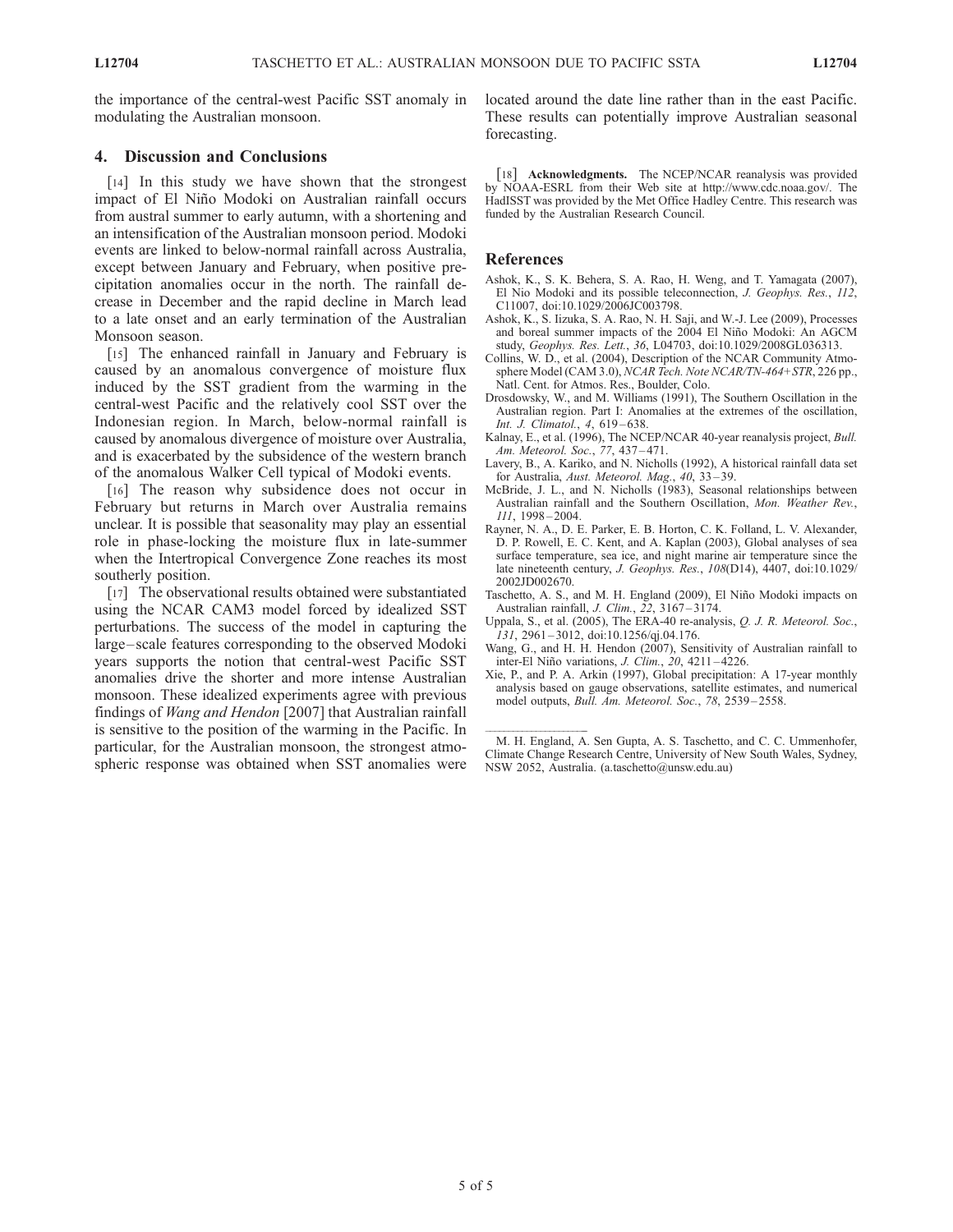the importance of the central-west Pacific SST anomaly in modulating the Australian monsoon.

## 4. Discussion and Conclusions

[14] In this study we have shown that the strongest impact of El Niño Modoki on Australian rainfall occurs from austral summer to early autumn, with a shortening and an intensification of the Australian monsoon period. Modoki events are linked to below-normal rainfall across Australia, except between January and February, when positive precipitation anomalies occur in the north. The rainfall decrease in December and the rapid decline in March lead to a late onset and an early termination of the Australian Monsoon season.

[15] The enhanced rainfall in January and February is caused by an anomalous convergence of moisture flux induced by the SST gradient from the warming in the central-west Pacific and the relatively cool SST over the Indonesian region. In March, below-normal rainfall is caused by anomalous divergence of moisture over Australia, and is exacerbated by the subsidence of the western branch of the anomalous Walker Cell typical of Modoki events.

[16] The reason why subsidence does not occur in February but returns in March over Australia remains unclear. It is possible that seasonality may play an essential role in phase-locking the moisture flux in late-summer when the Intertropical Convergence Zone reaches its most southerly position.

[17] The observational results obtained were substantiated using the NCAR CAM3 model forced by idealized SST perturbations. The success of the model in capturing the large–scale features corresponding to the observed Modoki years supports the notion that central-west Pacific SST anomalies drive the shorter and more intense Australian monsoon. These idealized experiments agree with previous findings of *Wang and Hendon* [2007] that Australian rainfall is sensitive to the position of the warming in the Pacific. In particular, for the Australian monsoon, the strongest atmospheric response was obtained when SST anomalies were located around the date line rather than in the east Pacific. These results can potentially improve Australian seasonal forecasting.

[18] **Acknowledgments.** The NCEP/NCAR reanalysis was provided by NOAA-ESRL from their Web site at http://www.cdc.noaa.gov/. The HadISST was provided by the Met Office Hadley Centre. This research was funded by the Australian Research Council.

## References

Ashok, K., S. K. Behera, S. A. Rao, H. Weng, and T. Yamagata (2007), El Nio Modoki and its possible teleconnection, *J. Geophys. Res.*, *112*, C11007, doi:10.1029/2006JC003798.

Ashok, K., S. Iizuka, S. A. Rao, N. H. Saji, and W.-J. Lee (2009), Processes and boreal summer impacts of the 2004 El Niño Modoki: An AGCM study, *Geophys. Res. Lett.*, *36*, L04703, doi:10.1029/2008GL036313.

Collins, W. D., et al. (2004), Description of the NCAR Community Atmosphere Model (CAM 3.0), *NCAR Tech. Note NCAR/TN-464+STR*, 226 pp., Natl. Cent. for Atmos. Res., Boulder, Colo.

Drosdowsky, W., and M. Williams (1991), The Southern Oscillation in the Australian region. Part I: Anomalies at the extremes of the oscillation, *Int. J. Climatol.*, *4*, 619–638.

Kalnay, E., et al. (1996), The NCEP/NCAR 40-year reanalysis project, *Bull. Am. Meteorol. Soc.*, *77*, 437–471.

Lavery, B., A. Kariko, and N. Nicholls (1992), A historical rainfall data set for Australia, *Aust. Meteorol. Mag.*, *40*, 33–39.

McBride, J. L., and N. Nicholls (1983), Seasonal relationships between Australian rainfall and the Southern Oscillation, *Mon. Weather Rev.*, *111*, 1998–2004.

Rayner, N. A., D. E. Parker, E. B. Horton, C. K. Folland, L. V. Alexander, D. P. Rowell, E. C. Kent, and A. Kaplan (2003), Global analyses of sea surface temperature, sea ice, and night marine air temperature since the late nineteenth century, *J. Geophys. Res.*, *108*(D14), 4407, doi:10.1029/2002JD002670.

Taschetto, A. S., and M. H. England (2009), El Niño Modoki impacts on Australian rainfall, *J. Clim.*, *22*, 3167–3174.

Uppala, S., et al. (2005), The ERA-40 re-analysis, *Q. J. R. Meteorol. Soc.*, *131*, 2961–3012, doi:10.1256/qj.04.176.

Wang, G., and H. H. Hendon (2007), Sensitivity of Australian rainfall to inter-El Niño variations, *J. Clim.*, *20*, 4211–4226.

Xie, P., and P. A. Arkin (1997), Global precipitation: A 17-year monthly analysis based on gauge observations, satellite estimates, and numerical model outputs, *Bull. Am. Meteorol. Soc.*, *78*, 2539–2558.

---

M. H. England, A. Sen Gupta, A. S. Taschetto, and C. C. Ummenhofer, Climate Change Research Centre, University of New South Wales, Sydney, NSW 2052, Australia. (a.taschetto@unsw.edu.au)